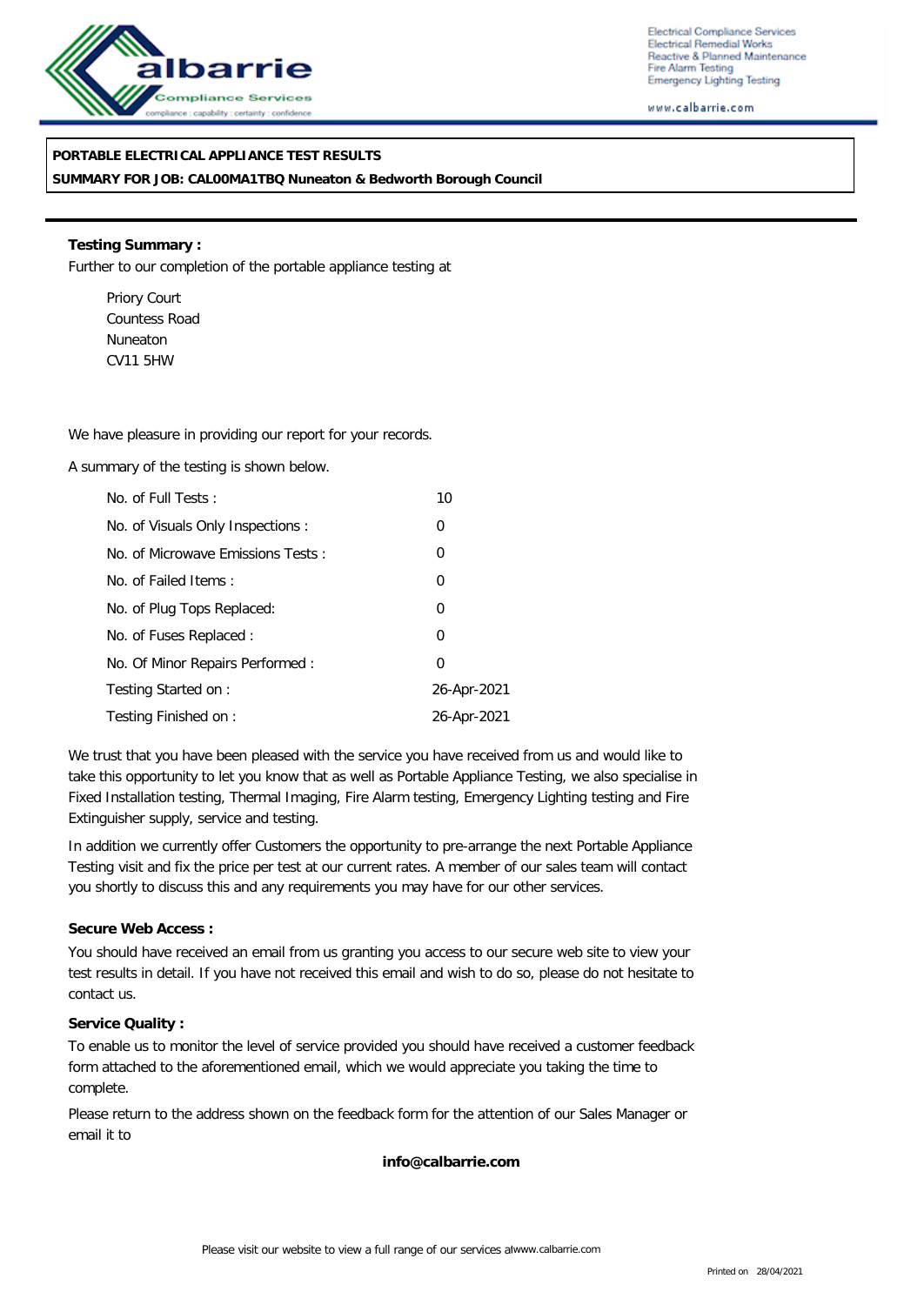Electrical Compliance Services
Electrical Remedial Works
Reactive & Planned Maintenance
Fire Alarm Testing
Emergency Lighting Testing

www.calbarrie.com

**PORTABLE ELECTRICAL APPLIANCE TEST RESULTS**

**SUMMARY FOR JOB: CAL00MA1TBQ Nuneaton & Bedworth Borough Council**

**Testing Summary :**

Further to our completion of the portable appliance testing at

Priory Court
Countess Road
Nuneaton
CV11 5HW

We have pleasure in providing our report for your records.

A summary of the testing is shown below.

| | |
|---|---|
| No. of Full Tests : | 10 |
| No. of Visuals Only Inspections : | 0 |
| No. of Microwave Emissions Tests : | 0 |
| No. of Failed Items : | 0 |
| No. of Plug Tops Replaced: | 0 |
| No. of Fuses Replaced : | 0 |
| No. Of Minor Repairs Performed : | 0 |
| Testing Started on : | 26-Apr-2021 |
| Testing Finished on : | 26-Apr-2021 |

We trust that you have been pleased with the service you have received from us and would like to take this opportunity to let you know that as well as Portable Appliance Testing, we also specialise in Fixed Installation testing, Thermal Imaging, Fire Alarm testing, Emergency Lighting testing and Fire Extinguisher supply, service and testing.

In addition we currently offer Customers the opportunity to pre-arrange the next Portable Appliance Testing visit and fix the price per test at our current rates. A member of our sales team will contact you shortly to discuss this and any requirements you may have for our other services.

**Secure Web Access :**

You should have received an email from us granting you access to our secure web site to view your test results in detail. If you have not received this email and wish to do so, please do not hesitate to contact us.

**Service Quality :**

To enable us to monitor the level of service provided you should have received a customer feedback form attached to the aforementioned email, which we would appreciate you taking the time to complete.

Please return to the address shown on the feedback form for the attention of our Sales Manager or email it to

**info@calbarrie.com**

Please visit our website to view a full range of our services atwww.calbarrie.com

Printed on 28/04/2021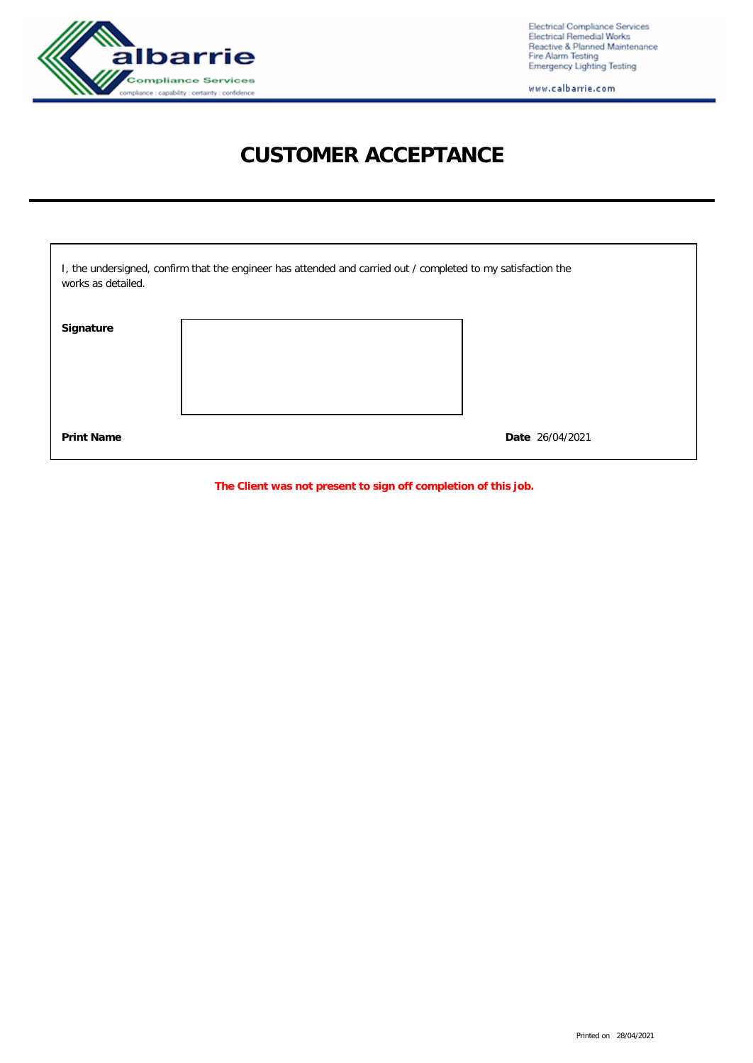Electrical Compliance Services
Electrical Remedial Works
Reactive & Planned Maintenance
Fire Alarm Testing
Emergency Lighting Testing

www.calbarrie.com

# CUSTOMER ACCEPTANCE

I, the undersigned, confirm that the engineer has attended and carried out / completed to my satisfaction the works as detailed.

**Signature**

**Print Name**

**Date** 26/04/2021

**The Client was not present to sign off completion of this job.**

Printed on 28/04/2021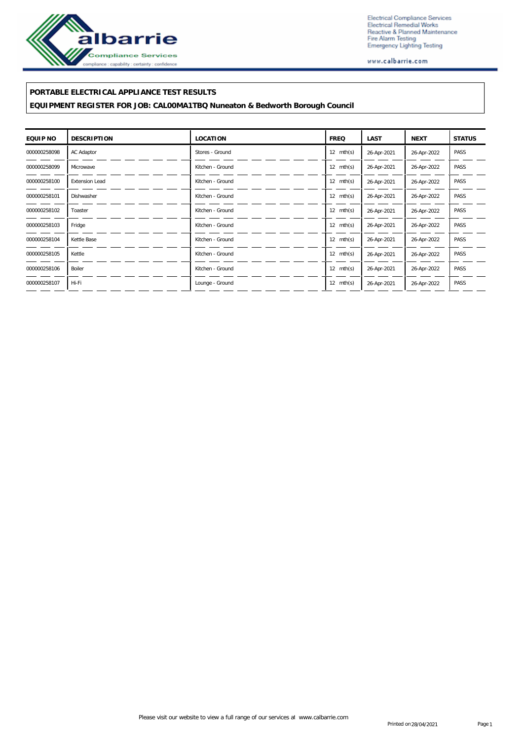**PORTABLE ELECTRICAL APPLIANCE TEST RESULTS**

**EQUIPMENT REGISTER FOR JOB: CAL00MA1TBQ Nuneaton & Bedworth Borough Council**

| EQUIP NO | DESCRIPTION | LOCATION | FREQ | LAST | NEXT | STATUS |
|---|---|---|---|---|---|---|
| 000000258098 | AC Adaptor | Stores - Ground | 12 mth(s) | 26-Apr-2021 | 26-Apr-2022 | PASS |
| 000000258099 | Microwave | Kitchen - Ground | 12 mth(s) | 26-Apr-2021 | 26-Apr-2022 | PASS |
| 000000258100 | Extension Lead | Kitchen - Ground | 12 mth(s) | 26-Apr-2021 | 26-Apr-2022 | PASS |
| 000000258101 | Dishwasher | Kitchen - Ground | 12 mth(s) | 26-Apr-2021 | 26-Apr-2022 | PASS |
| 000000258102 | Toaster | Kitchen - Ground | 12 mth(s) | 26-Apr-2021 | 26-Apr-2022 | PASS |
| 000000258103 | Fridge | Kitchen - Ground | 12 mth(s) | 26-Apr-2021 | 26-Apr-2022 | PASS |
| 000000258104 | Kettle Base | Kitchen - Ground | 12 mth(s) | 26-Apr-2021 | 26-Apr-2022 | PASS |
| 000000258105 | Kettle | Kitchen - Ground | 12 mth(s) | 26-Apr-2021 | 26-Apr-2022 | PASS |
| 000000258106 | Boiler | Kitchen - Ground | 12 mth(s) | 26-Apr-2021 | 26-Apr-2022 | PASS |
| 000000258107 | Hi-Fi | Lounge - Ground | 12 mth(s) | 26-Apr-2021 | 26-Apr-2022 | PASS |